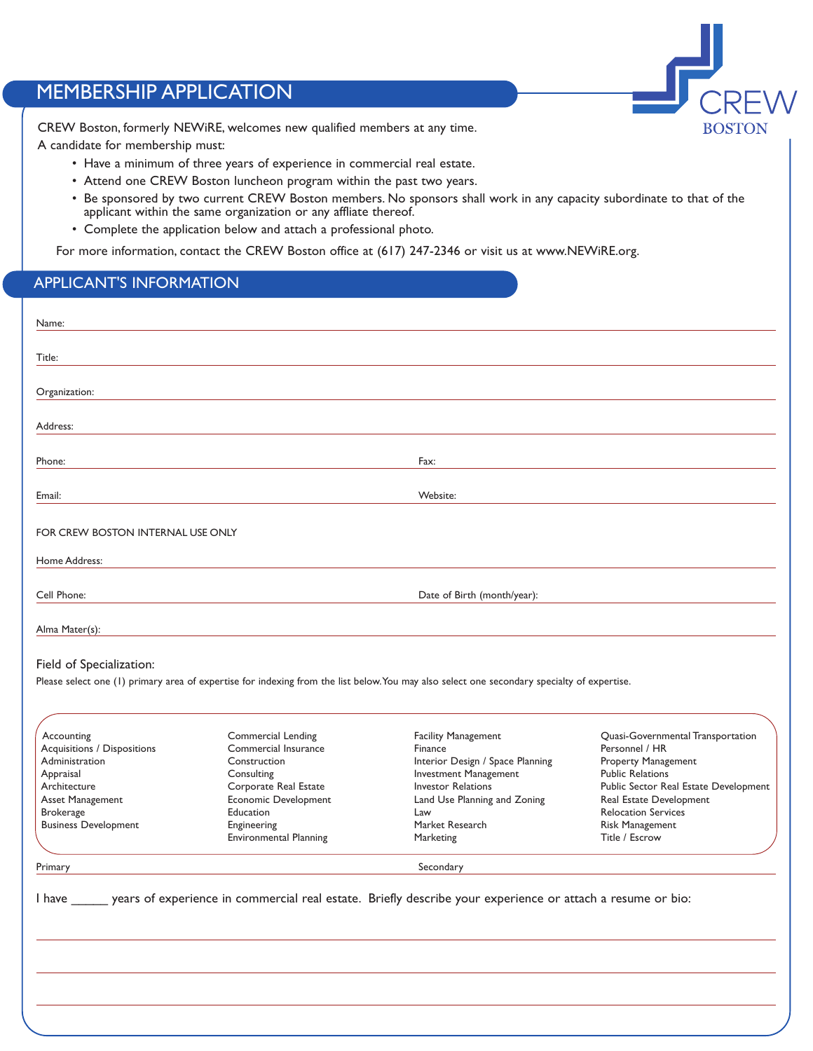CREW
BOSTON

## MEMBERSHIP APPLICATION

CREW Boston, formerly NEWiRE, welcomes new qualified members at any time.

A candidate for membership must:

- Have a minimum of three years of experience in commercial real estate.
- Attend one CREW Boston luncheon program within the past two years.
- Be sponsored by two current CREW Boston members. No sponsors shall work in any capacity subordinate to that of the applicant within the same organization or any affliate thereof.
- Complete the application below and attach a professional photo.

For more information, contact the CREW Boston office at (617) 247-2346 or visit us at www.NEWiRE.org.

## APPLICANT'S INFORMATION

Name: \_\_\_\_\_\_\_\_\_\_\_\_\_\_\_\_\_\_\_\_\_\_\_\_\_\_\_\_\_\_\_\_

Title: \_\_\_\_\_\_\_\_\_\_\_\_\_\_\_\_\_\_\_\_\_\_\_\_\_\_\_\_\_\_\_\_

Organization: \_\_\_\_\_\_\_\_\_\_\_\_\_\_\_\_\_\_\_\_\_\_\_\_\_\_\_\_\_\_\_\_

Address: \_\_\_\_\_\_\_\_\_\_\_\_\_\_\_\_\_\_\_\_\_\_\_\_\_\_\_\_\_\_\_\_

Phone: \_\_\_\_\_\_\_\_\_\_\_\_\_\_\_\_ Fax: \_\_\_\_\_\_\_\_\_\_\_\_\_\_\_\_

Email: \_\_\_\_\_\_\_\_\_\_\_\_\_\_\_\_ Website: \_\_\_\_\_\_\_\_\_\_\_\_\_\_\_\_

FOR CREW BOSTON INTERNAL USE ONLY

Home Address: \_\_\_\_\_\_\_\_\_\_\_\_\_\_\_\_\_\_\_\_\_\_\_\_\_\_\_\_\_\_\_\_

Cell Phone: \_\_\_\_\_\_\_\_\_\_\_\_\_\_\_\_ Date of Birth (month/year): \_\_\_\_\_\_\_\_\_\_\_\_\_\_\_\_

Alma Mater(s): \_\_\_\_\_\_\_\_\_\_\_\_\_\_\_\_\_\_\_\_\_\_\_\_\_\_\_\_\_\_\_\_

### Field of Specialization:

Please select one (1) primary area of expertise for indexing from the list below. You may also select one secondary specialty of expertise.

| | | | |
|---|---|---|---|
| Accounting | Commercial Lending | Facility Management | Quasi-Governmental Transportation |
| Acquisitions / Dispositions | Commercial Insurance | Finance | Personnel / HR |
| Administration | Construction | Interior Design / Space Planning | Property Management |
| Appraisal | Consulting | Investment Management | Public Relations |
| Architecture | Corporate Real Estate | Investor Relations | Public Sector Real Estate Development |
| Asset Management | Economic Development | Land Use Planning and Zoning | Real Estate Development |
| Brokerage | Education | Law | Relocation Services |
| Business Development | Engineering | Market Research | Risk Management |
| | Environmental Planning | Marketing | Title / Escrow |

Primary \_\_\_\_\_\_\_\_\_\_\_\_\_\_\_\_ Secondary \_\_\_\_\_\_\_\_\_\_\_\_\_\_\_\_

I have \_\_\_\_\_ years of experience in commercial real estate. Briefly describe your experience or attach a resume or bio:

\_\_\_\_\_\_\_\_\_\_\_\_\_\_\_\_\_\_\_\_\_\_\_\_\_\_\_\_\_\_\_\_

\_\_\_\_\_\_\_\_\_\_\_\_\_\_\_\_\_\_\_\_\_\_\_\_\_\_\_\_\_\_\_\_

\_\_\_\_\_\_\_\_\_\_\_\_\_\_\_\_\_\_\_\_\_\_\_\_\_\_\_\_\_\_\_\_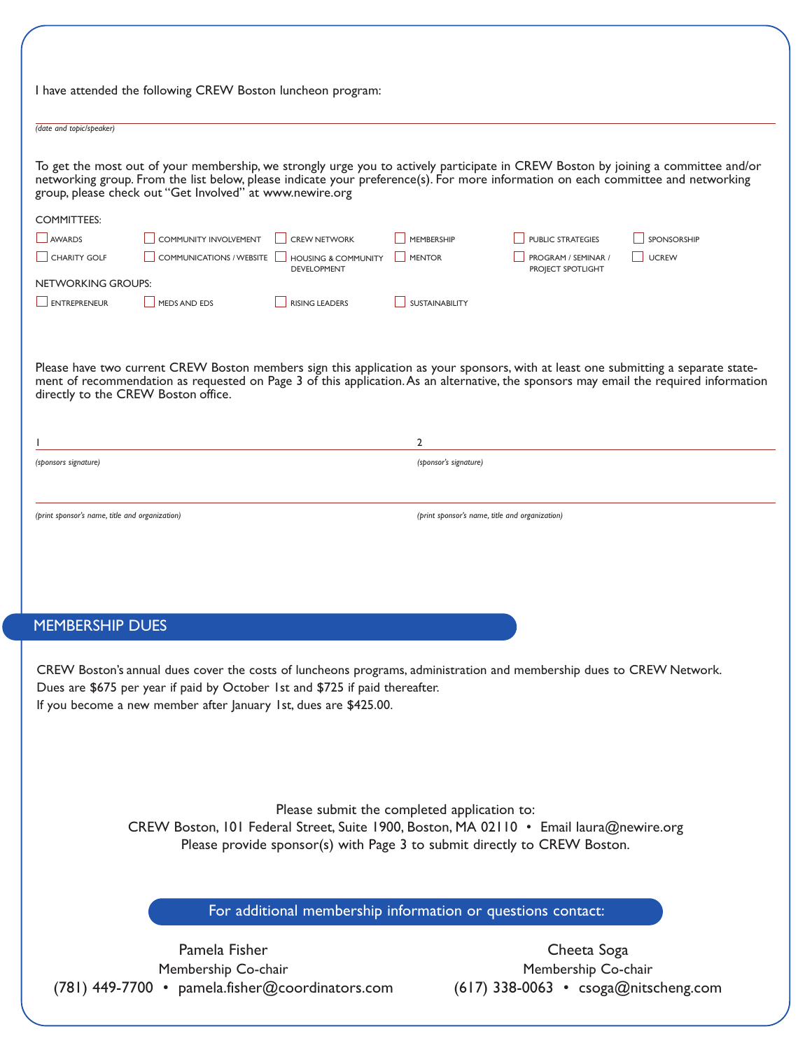I have attended the following CREW Boston luncheon program:

_______________________________________________

*(date and topic/speaker)*

To get the most out of your membership, we strongly urge you to actively participate in CREW Boston by joining a committee and/or networking group. From the list below, please indicate your preference(s). For more information on each committee and networking group, please check out "Get Involved" at www.newire.org

COMMITTEES:

- ☐ AWARDS
- ☐ CHARITY GOLF
- ☐ COMMUNITY INVOLVEMENT
- ☐ COMMUNICATIONS / WEBSITE
- ☐ CREW NETWORK
- ☐ HOUSING & COMMUNITY DEVELOPMENT
- ☐ MEMBERSHIP
- ☐ MENTOR
- ☐ PUBLIC STRATEGIES
- ☐ PROGRAM / SEMINAR / PROJECT SPOTLIGHT
- ☐ SPONSORSHIP
- ☐ UCREW

NETWORKING GROUPS:

- ☐ ENTREPRENEUR
- ☐ MEDS AND EDS
- ☐ RISING LEADERS
- ☐ SUSTAINABILITY

Please have two current CREW Boston members sign this application as your sponsors, with at least one submitting a separate statement of recommendation as requested on Page 3 of this application. As an alternative, the sponsors may email the required information directly to the CREW Boston office.

1 _______________________________________________

*(sponsors signature)*

_______________________________________________

*(print sponsor's name, title and organization)*

2 _______________________________________________

*(sponsor's signature)*

_______________________________________________

*(print sponsor's name, title and organization)*

## MEMBERSHIP DUES

CREW Boston's annual dues cover the costs of luncheons programs, administration and membership dues to CREW Network.
Dues are $675 per year if paid by October 1st and $725 if paid thereafter.
If you become a new member after January 1st, dues are $425.00.

Please submit the completed application to:
CREW Boston, 101 Federal Street, Suite 1900, Boston, MA 02110 • Email laura@newire.org
Please provide sponsor(s) with Page 3 to submit directly to CREW Boston.

**For additional membership information or questions contact:**

Pamela Fisher
Membership Co-chair
(781) 449-7700 • pamela.fisher@coordinators.com

Cheeta Soga
Membership Co-chair
(617) 338-0063 • csoga@nitscheng.com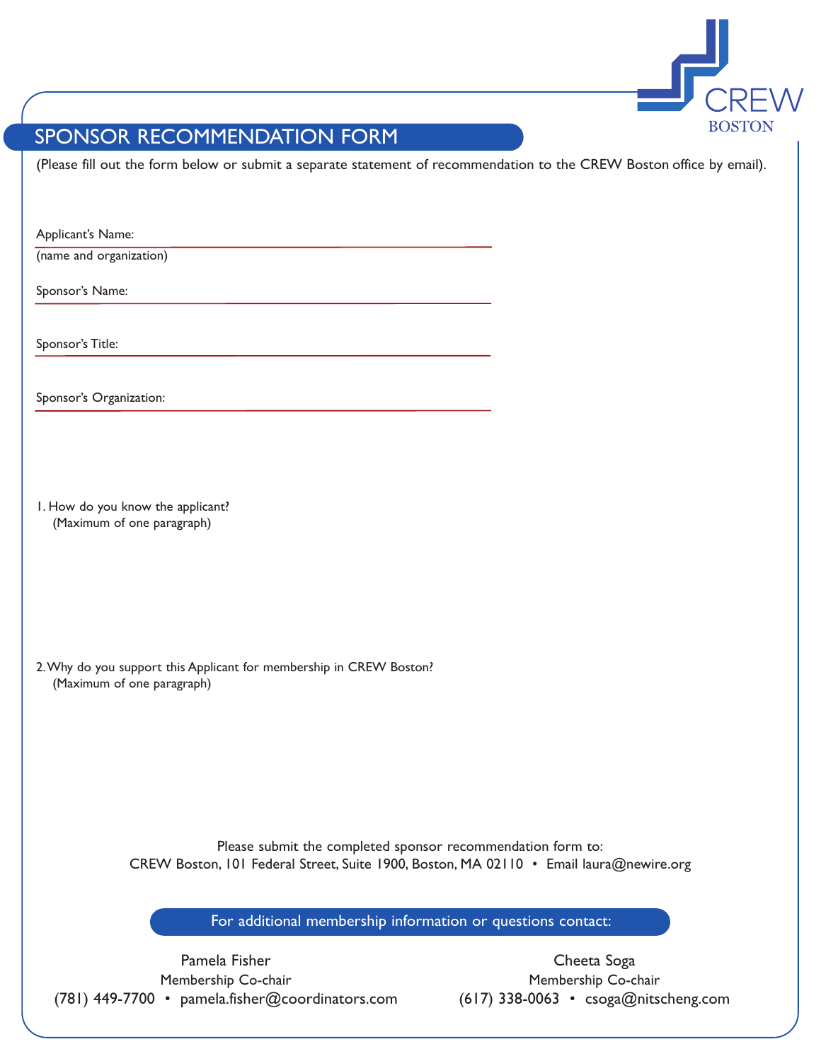CREW BOSTON

# SPONSOR RECOMMENDATION FORM

(Please fill out the form below or submit a separate statement of recommendation to the CREW Boston office by email).

Applicant's Name: ______________________________
(name and organization)

Sponsor's Name: ______________________________

Sponsor's Title: ______________________________

Sponsor's Organization: ______________________________

1. How do you know the applicant?
   (Maximum of one paragraph)

2. Why do you support this Applicant for membership in CREW Boston?
   (Maximum of one paragraph)

Please submit the completed sponsor recommendation form to:
CREW Boston, 101 Federal Street, Suite 1900, Boston, MA 02110 • Email laura@newire.org

**For additional membership information or questions contact:**

Pamela Fisher
Membership Co-chair
(781) 449-7700 • pamela.fisher@coordinators.com

Cheeta Soga
Membership Co-chair
(617) 338-0063 • csoga@nitscheng.com